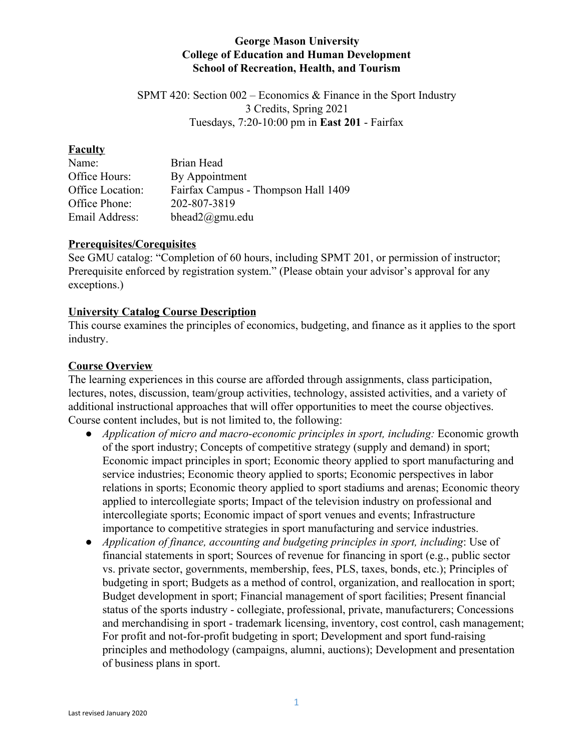**George Mason University**
**College of Education and Human Development**
**School of Recreation, Health, and Tourism**

SPMT 420: Section 002 – Economics & Finance in the Sport Industry
3 Credits, Spring 2021
Tuesdays, 7:20-10:00 pm in **East 201** - Fairfax

## Faculty

| | |
|---|---|
| Name: | Brian Head |
| Office Hours: | By Appointment |
| Office Location: | Fairfax Campus - Thompson Hall 1409 |
| Office Phone: | 202-807-3819 |
| Email Address: | bhead2@gmu.edu |

## Prerequisites/Corequisites

See GMU catalog: "Completion of 60 hours, including SPMT 201, or permission of instructor; Prerequisite enforced by registration system." (Please obtain your advisor's approval for any exceptions.)

## University Catalog Course Description

This course examines the principles of economics, budgeting, and finance as it applies to the sport industry.

## Course Overview

The learning experiences in this course are afforded through assignments, class participation, lectures, notes, discussion, team/group activities, technology, assisted activities, and a variety of additional instructional approaches that will offer opportunities to meet the course objectives. Course content includes, but is not limited to, the following:

- *Application of micro and macro-economic principles in sport, including:* Economic growth of the sport industry; Concepts of competitive strategy (supply and demand) in sport; Economic impact principles in sport; Economic theory applied to sport manufacturing and service industries; Economic theory applied to sports; Economic perspectives in labor relations in sports; Economic theory applied to sport stadiums and arenas; Economic theory applied to intercollegiate sports; Impact of the television industry on professional and intercollegiate sports; Economic impact of sport venues and events; Infrastructure importance to competitive strategies in sport manufacturing and service industries.
- *Application of finance, accounting and budgeting principles in sport, including*: Use of financial statements in sport; Sources of revenue for financing in sport (e.g., public sector vs. private sector, governments, membership, fees, PLS, taxes, bonds, etc.); Principles of budgeting in sport; Budgets as a method of control, organization, and reallocation in sport; Budget development in sport; Financial management of sport facilities; Present financial status of the sports industry - collegiate, professional, private, manufacturers; Concessions and merchandising in sport - trademark licensing, inventory, cost control, cash management; For profit and not-for-profit budgeting in sport; Development and sport fund-raising principles and methodology (campaigns, alumni, auctions); Development and presentation of business plans in sport.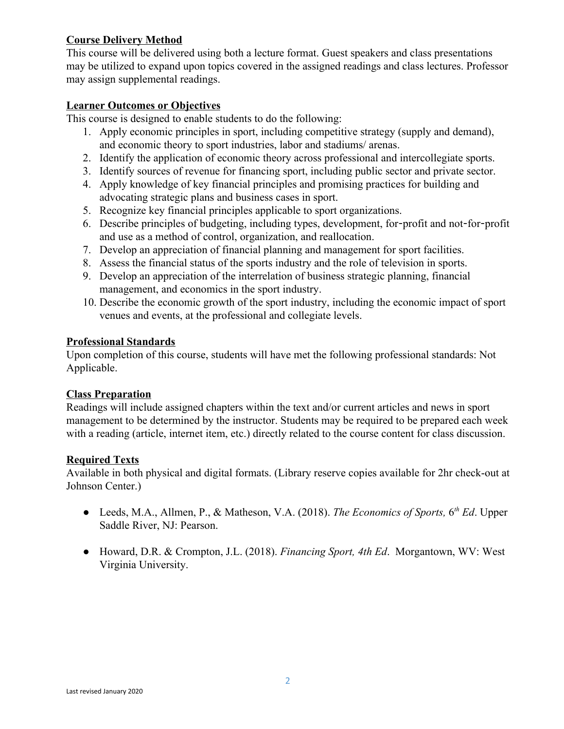**Course Delivery Method**

This course will be delivered using both a lecture format. Guest speakers and class presentations may be utilized to expand upon topics covered in the assigned readings and class lectures. Professor may assign supplemental readings.

**Learner Outcomes or Objectives**

This course is designed to enable students to do the following:

1. Apply economic principles in sport, including competitive strategy (supply and demand), and economic theory to sport industries, labor and stadiums/ arenas.
2. Identify the application of economic theory across professional and intercollegiate sports.
3. Identify sources of revenue for financing sport, including public sector and private sector.
4. Apply knowledge of key financial principles and promising practices for building and advocating strategic plans and business cases in sport.
5. Recognize key financial principles applicable to sport organizations.
6. Describe principles of budgeting, including types, development, for-profit and not-for-profit and use as a method of control, organization, and reallocation.
7. Develop an appreciation of financial planning and management for sport facilities.
8. Assess the financial status of the sports industry and the role of television in sports.
9. Develop an appreciation of the interrelation of business strategic planning, financial management, and economics in the sport industry.
10. Describe the economic growth of the sport industry, including the economic impact of sport venues and events, at the professional and collegiate levels.

**Professional Standards**

Upon completion of this course, students will have met the following professional standards: Not Applicable.

**Class Preparation**

Readings will include assigned chapters within the text and/or current articles and news in sport management to be determined by the instructor. Students may be required to be prepared each week with a reading (article, internet item, etc.) directly related to the course content for class discussion.

**Required Texts**

Available in both physical and digital formats. (Library reserve copies available for 2hr check-out at Johnson Center.)

- Leeds, M.A., Allmen, P., & Matheson, V.A. (2018). *The Economics of Sports,* 6th *Ed*. Upper Saddle River, NJ: Pearson.
- Howard, D.R. & Crompton, J.L. (2018). *Financing Sport, 4th Ed*. Morgantown, WV: West Virginia University.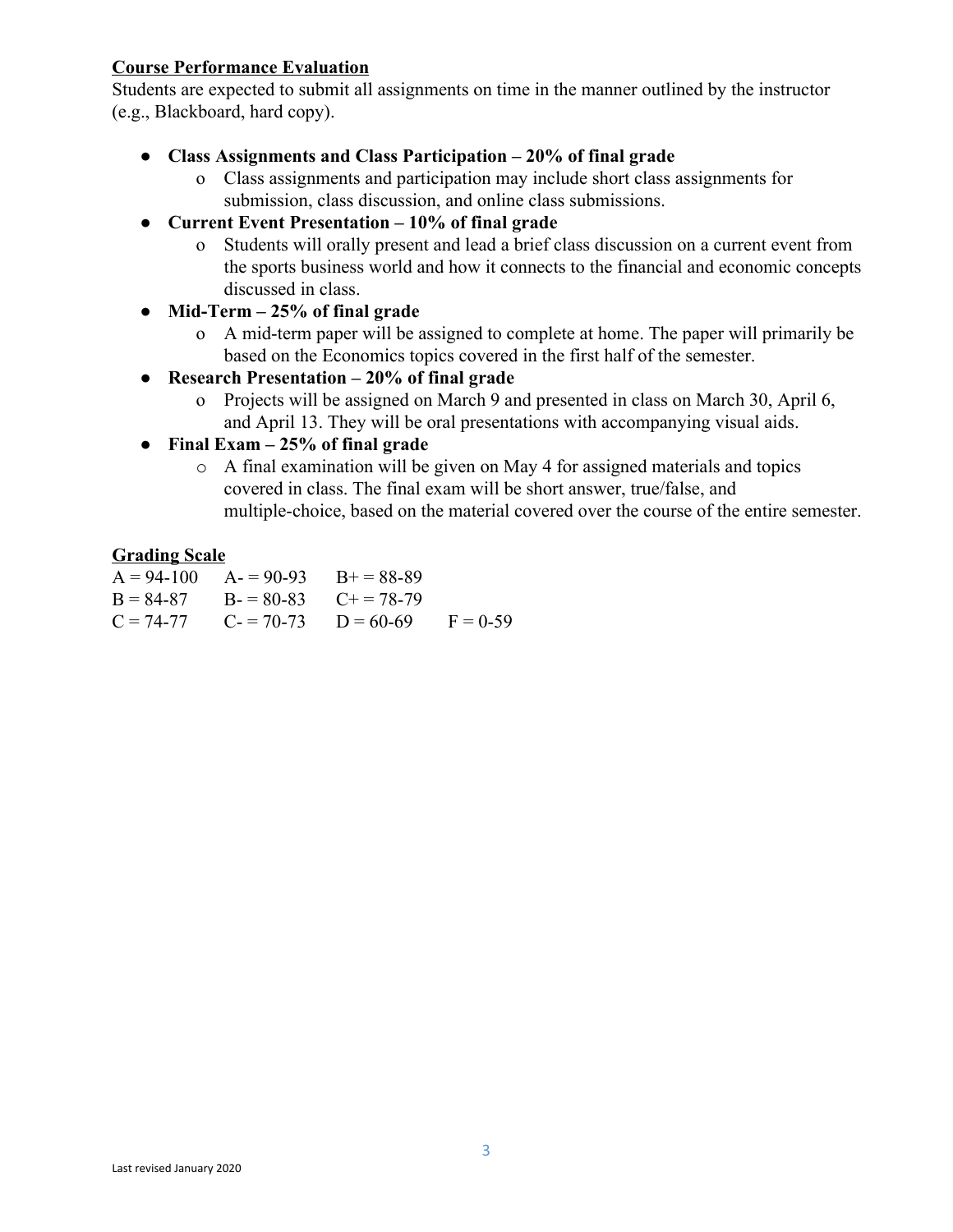**Course Performance Evaluation**

Students are expected to submit all assignments on time in the manner outlined by the instructor (e.g., Blackboard, hard copy).

- **Class Assignments and Class Participation – 20% of final grade**
  - Class assignments and participation may include short class assignments for submission, class discussion, and online class submissions.
- **Current Event Presentation – 10% of final grade**
  - Students will orally present and lead a brief class discussion on a current event from the sports business world and how it connects to the financial and economic concepts discussed in class.
- **Mid-Term – 25% of final grade**
  - A mid-term paper will be assigned to complete at home. The paper will primarily be based on the Economics topics covered in the first half of the semester.
- **Research Presentation – 20% of final grade**
  - Projects will be assigned on March 9 and presented in class on March 30, April 6, and April 13. They will be oral presentations with accompanying visual aids.
- **Final Exam – 25% of final grade**
  - A final examination will be given on May 4 for assigned materials and topics covered in class. The final exam will be short answer, true/false, and multiple-choice, based on the material covered over the course of the entire semester.

**Grading Scale**

| | | | |
|---|---|---|---|
| A = 94-100 | A- = 90-93 | B+ = 88-89 | |
| B = 84-87 | B- = 80-83 | C+ = 78-79 | |
| C = 74-77 | C- = 70-73 | D = 60-69 | F = 0-59 |

Last revised January 2020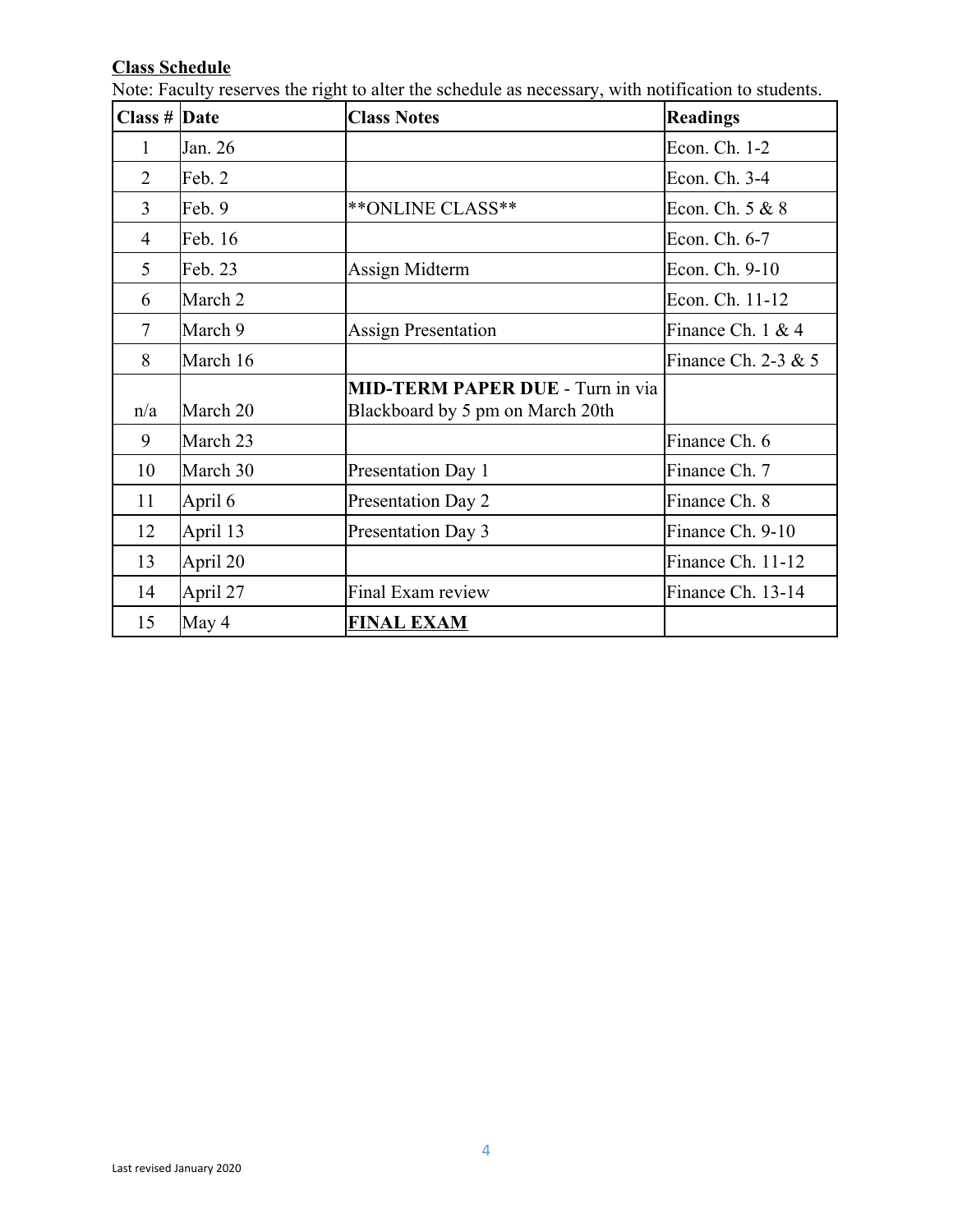**Class Schedule**

Note: Faculty reserves the right to alter the schedule as necessary, with notification to students.

| Class # | Date | Class Notes | Readings |
|---|---|---|---|
| 1 | Jan. 26 | | Econ. Ch. 1-2 |
| 2 | Feb. 2 | | Econ. Ch. 3-4 |
| 3 | Feb. 9 | **ONLINE CLASS** | Econ. Ch. 5 & 8 |
| 4 | Feb. 16 | | Econ. Ch. 6-7 |
| 5 | Feb. 23 | Assign Midterm | Econ. Ch. 9-10 |
| 6 | March 2 | | Econ. Ch. 11-12 |
| 7 | March 9 | Assign Presentation | Finance Ch. 1 & 4 |
| 8 | March 16 | | Finance Ch. 2-3 & 5 |
| n/a | March 20 | **MID-TERM PAPER DUE** - Turn in via Blackboard by 5 pm on March 20th | |
| 9 | March 23 | | Finance Ch. 6 |
| 10 | March 30 | Presentation Day 1 | Finance Ch. 7 |
| 11 | April 6 | Presentation Day 2 | Finance Ch. 8 |
| 12 | April 13 | Presentation Day 3 | Finance Ch. 9-10 |
| 13 | April 20 | | Finance Ch. 11-12 |
| 14 | April 27 | Final Exam review | Finance Ch. 13-14 |
| 15 | May 4 | **FINAL EXAM** | |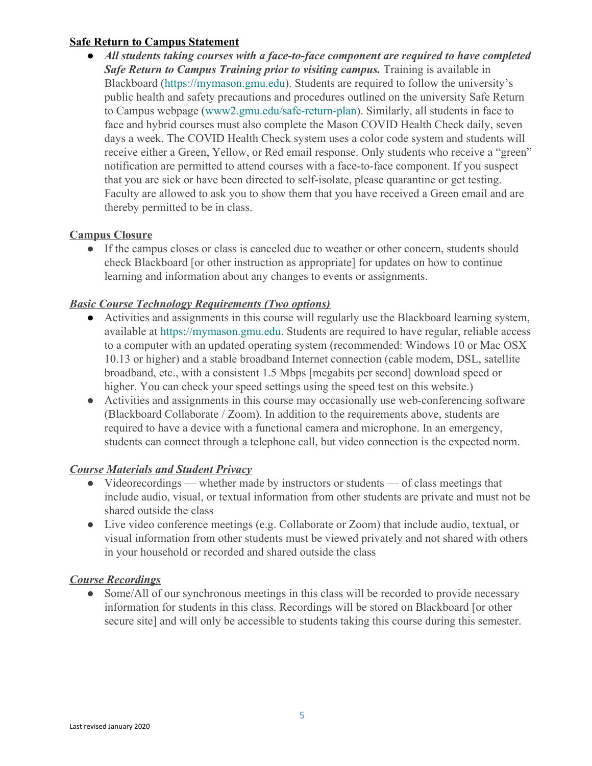**Safe Return to Campus Statement**

- ***All students taking courses with a face-to-face component are required to have completed Safe Return to Campus Training prior to visiting campus.*** Training is available in Blackboard (https://mymason.gmu.edu). Students are required to follow the university's public health and safety precautions and procedures outlined on the university Safe Return to Campus webpage (www2.gmu.edu/safe-return-plan). Similarly, all students in face to face and hybrid courses must also complete the Mason COVID Health Check daily, seven days a week. The COVID Health Check system uses a color code system and students will receive either a Green, Yellow, or Red email response. Only students who receive a "green" notification are permitted to attend courses with a face-to-face component. If you suspect that you are sick or have been directed to self-isolate, please quarantine or get testing. Faculty are allowed to ask you to show them that you have received a Green email and are thereby permitted to be in class.

**Campus Closure**

- If the campus closes or class is canceled due to weather or other concern, students should check Blackboard [or other instruction as appropriate] for updates on how to continue learning and information about any changes to events or assignments.

***Basic Course Technology Requirements (Two options)***

- Activities and assignments in this course will regularly use the Blackboard learning system, available at https://mymason.gmu.edu. Students are required to have regular, reliable access to a computer with an updated operating system (recommended: Windows 10 or Mac OSX 10.13 or higher) and a stable broadband Internet connection (cable modem, DSL, satellite broadband, etc., with a consistent 1.5 Mbps [megabits per second] download speed or higher. You can check your speed settings using the speed test on this website.)
- Activities and assignments in this course may occasionally use web-conferencing software (Blackboard Collaborate / Zoom). In addition to the requirements above, students are required to have a device with a functional camera and microphone. In an emergency, students can connect through a telephone call, but video connection is the expected norm.

***Course Materials and Student Privacy***

- Videorecordings — whether made by instructors or students — of class meetings that include audio, visual, or textual information from other students are private and must not be shared outside the class
- Live video conference meetings (e.g. Collaborate or Zoom) that include audio, textual, or visual information from other students must be viewed privately and not shared with others in your household or recorded and shared outside the class

***Course Recordings***

- Some/All of our synchronous meetings in this class will be recorded to provide necessary information for students in this class. Recordings will be stored on Blackboard [or other secure site] and will only be accessible to students taking this course during this semester.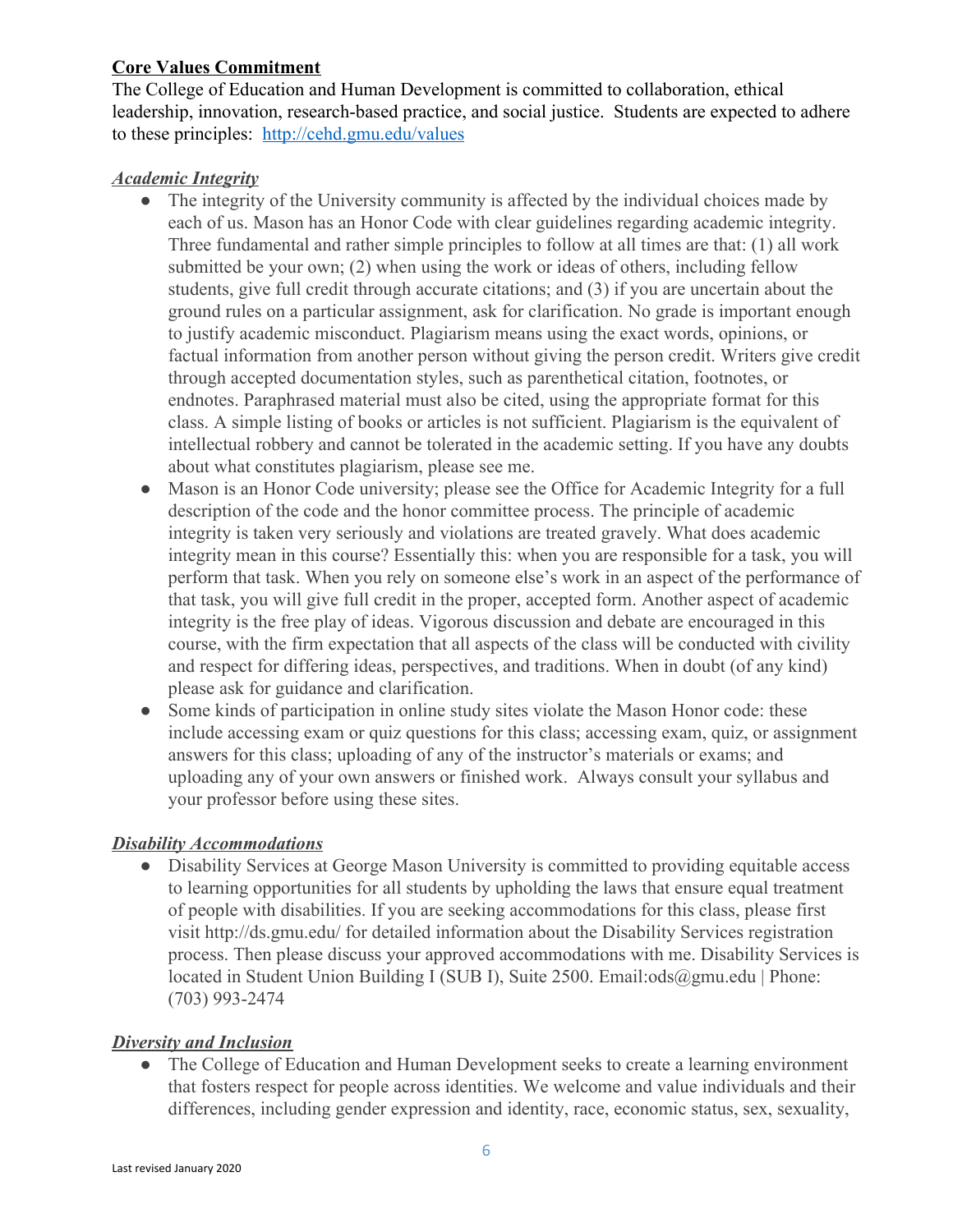**Core Values Commitment**

The College of Education and Human Development is committed to collaboration, ethical leadership, innovation, research-based practice, and social justice. Students are expected to adhere to these principles: [http://cehd.gmu.edu/values](http://cehd.gmu.edu/values)

***Academic Integrity***

- The integrity of the University community is affected by the individual choices made by each of us. Mason has an Honor Code with clear guidelines regarding academic integrity. Three fundamental and rather simple principles to follow at all times are that: (1) all work submitted be your own; (2) when using the work or ideas of others, including fellow students, give full credit through accurate citations; and (3) if you are uncertain about the ground rules on a particular assignment, ask for clarification. No grade is important enough to justify academic misconduct. Plagiarism means using the exact words, opinions, or factual information from another person without giving the person credit. Writers give credit through accepted documentation styles, such as parenthetical citation, footnotes, or endnotes. Paraphrased material must also be cited, using the appropriate format for this class. A simple listing of books or articles is not sufficient. Plagiarism is the equivalent of intellectual robbery and cannot be tolerated in the academic setting. If you have any doubts about what constitutes plagiarism, please see me.
- Mason is an Honor Code university; please see the Office for Academic Integrity for a full description of the code and the honor committee process. The principle of academic integrity is taken very seriously and violations are treated gravely. What does academic integrity mean in this course? Essentially this: when you are responsible for a task, you will perform that task. When you rely on someone else's work in an aspect of the performance of that task, you will give full credit in the proper, accepted form. Another aspect of academic integrity is the free play of ideas. Vigorous discussion and debate are encouraged in this course, with the firm expectation that all aspects of the class will be conducted with civility and respect for differing ideas, perspectives, and traditions. When in doubt (of any kind) please ask for guidance and clarification.
- Some kinds of participation in online study sites violate the Mason Honor code: these include accessing exam or quiz questions for this class; accessing exam, quiz, or assignment answers for this class; uploading of any of the instructor's materials or exams; and uploading any of your own answers or finished work. Always consult your syllabus and your professor before using these sites.

***Disability Accommodations***

- Disability Services at George Mason University is committed to providing equitable access to learning opportunities for all students by upholding the laws that ensure equal treatment of people with disabilities. If you are seeking accommodations for this class, please first visit http://ds.gmu.edu/ for detailed information about the Disability Services registration process. Then please discuss your approved accommodations with me. Disability Services is located in Student Union Building I (SUB I), Suite 2500. Email:ods@gmu.edu | Phone: (703) 993-2474

***Diversity and Inclusion***

- The College of Education and Human Development seeks to create a learning environment that fosters respect for people across identities. We welcome and value individuals and their differences, including gender expression and identity, race, economic status, sex, sexuality,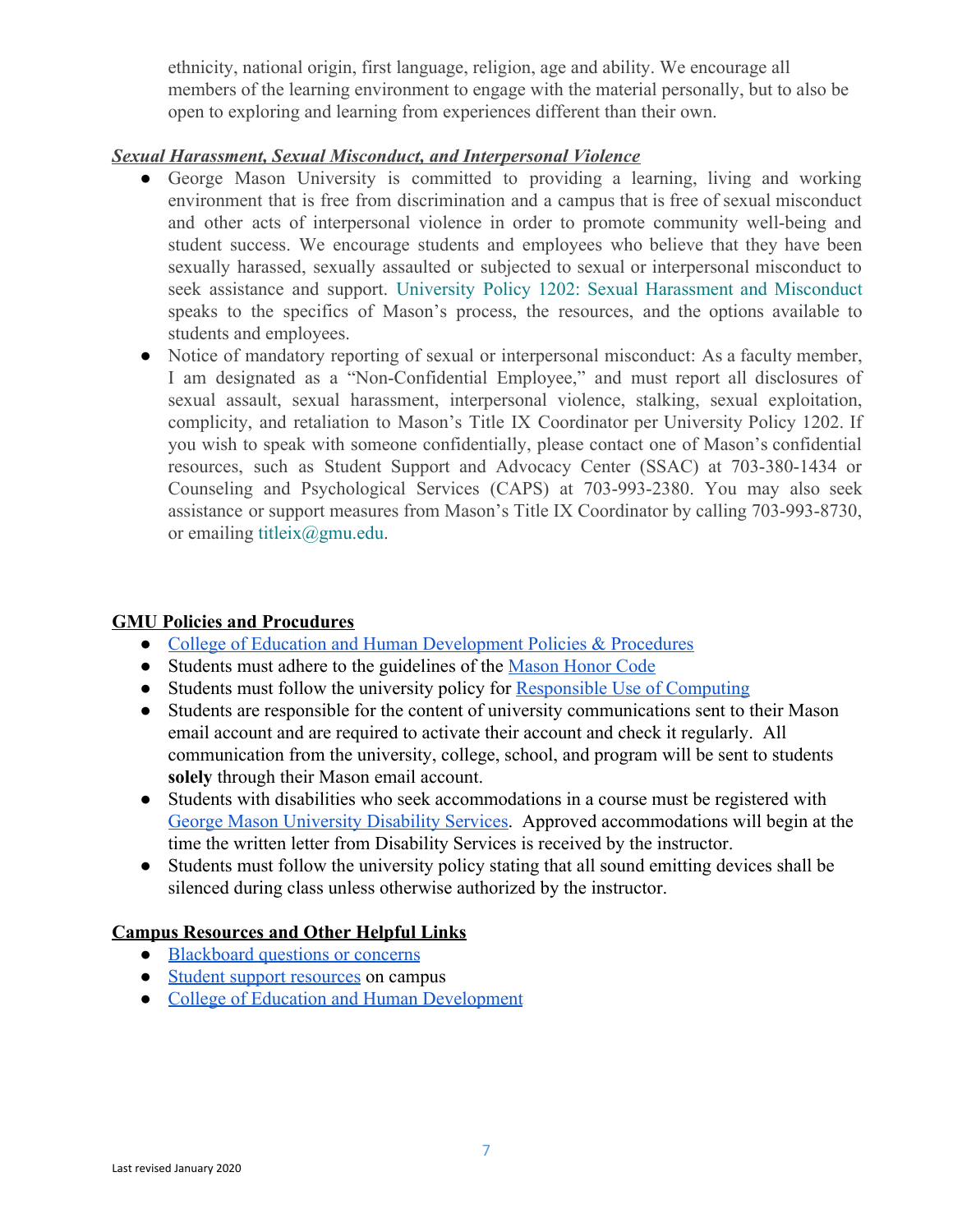ethnicity, national origin, first language, religion, age and ability. We encourage all members of the learning environment to engage with the material personally, but to also be open to exploring and learning from experiences different than their own.

***Sexual Harassment, Sexual Misconduct, and Interpersonal Violence***

- George Mason University is committed to providing a learning, living and working environment that is free from discrimination and a campus that is free of sexual misconduct and other acts of interpersonal violence in order to promote community well-being and student success. We encourage students and employees who believe that they have been sexually harassed, sexually assaulted or subjected to sexual or interpersonal misconduct to seek assistance and support. University Policy 1202: Sexual Harassment and Misconduct speaks to the specifics of Mason's process, the resources, and the options available to students and employees.
- Notice of mandatory reporting of sexual or interpersonal misconduct: As a faculty member, I am designated as a "Non-Confidential Employee," and must report all disclosures of sexual assault, sexual harassment, interpersonal violence, stalking, sexual exploitation, complicity, and retaliation to Mason's Title IX Coordinator per University Policy 1202. If you wish to speak with someone confidentially, please contact one of Mason's confidential resources, such as Student Support and Advocacy Center (SSAC) at 703-380-1434 or Counseling and Psychological Services (CAPS) at 703-993-2380. You may also seek assistance or support measures from Mason's Title IX Coordinator by calling 703-993-8730, or emailing titleix@gmu.edu.

**GMU Policies and Procudures**

- College of Education and Human Development Policies & Procedures
- Students must adhere to the guidelines of the Mason Honor Code
- Students must follow the university policy for Responsible Use of Computing
- Students are responsible for the content of university communications sent to their Mason email account and are required to activate their account and check it regularly. All communication from the university, college, school, and program will be sent to students **solely** through their Mason email account.
- Students with disabilities who seek accommodations in a course must be registered with George Mason University Disability Services. Approved accommodations will begin at the time the written letter from Disability Services is received by the instructor.
- Students must follow the university policy stating that all sound emitting devices shall be silenced during class unless otherwise authorized by the instructor.

**Campus Resources and Other Helpful Links**

- Blackboard questions or concerns
- Student support resources on campus
- College of Education and Human Development

Last revised January 2020